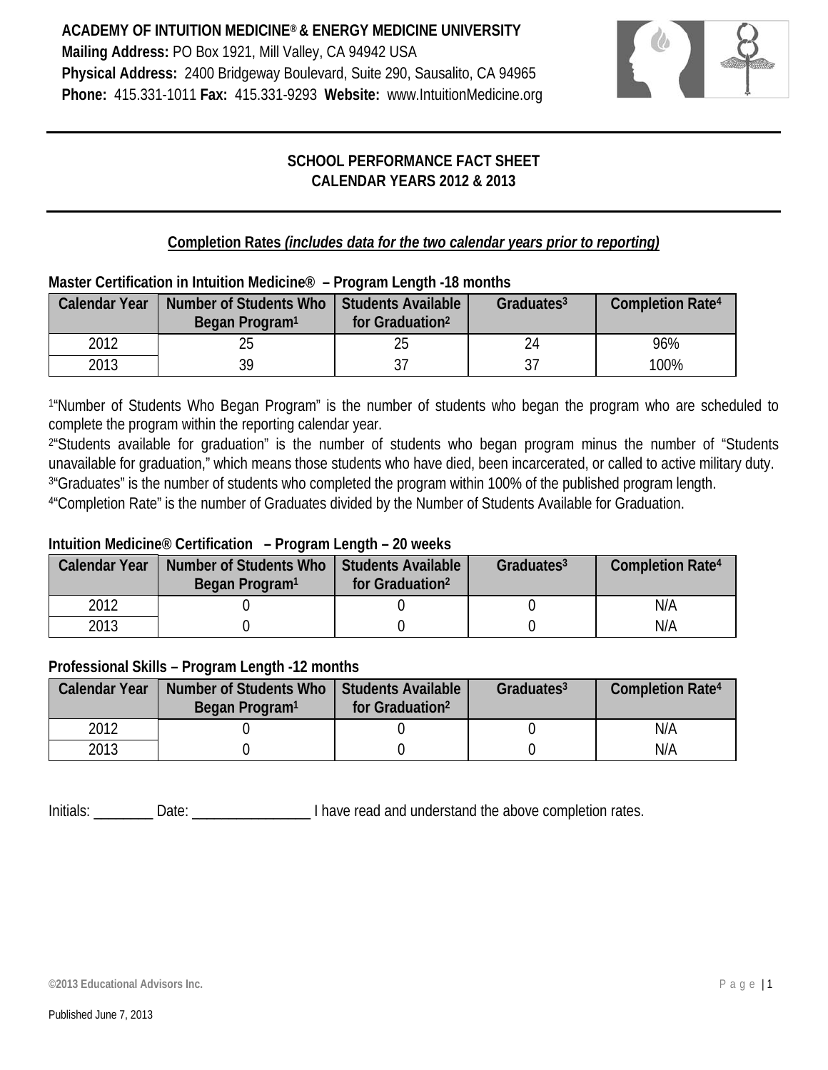**ACADEMY OF INTUITION MEDICINE® & ENERGY MEDICINE UNIVERSITY**
**Mailing Address:** PO Box 1921, Mill Valley, CA 94942 USA
**Physical Address:** 2400 Bridgeway Boulevard, Suite 290, Sausalito, CA 94965
**Phone:** 415.331-1011 **Fax:** 415.331-9293 **Website:** www.IntuitionMedicine.org

## SCHOOL PERFORMANCE FACT SHEET
## CALENDAR YEARS 2012 & 2013

### Completion Rates *(includes data for the two calendar years prior to reporting)*

**Master Certification in Intuition Medicine® – Program Length -18 months**

| Calendar Year | Number of Students Who Began Program[1] | Students Available for Graduation[2] | Graduates[3] | Completion Rate[4] |
|---|---|---|---|---|
| 2012 | 25 | 25 | 24 | 96% |
| 2013 | 39 | 37 | 37 | 100% |

[1]"Number of Students Who Began Program" is the number of students who began the program who are scheduled to complete the program within the reporting calendar year.
[2]"Students available for graduation" is the number of students who began program minus the number of "Students unavailable for graduation," which means those students who have died, been incarcerated, or called to active military duty.
[3]"Graduates" is the number of students who completed the program within 100% of the published program length.
[4]"Completion Rate" is the number of Graduates divided by the Number of Students Available for Graduation.

**Intuition Medicine® Certification – Program Length – 20 weeks**

| Calendar Year | Number of Students Who Began Program[1] | Students Available for Graduation[2] | Graduates[3] | Completion Rate[4] |
|---|---|---|---|---|
| 2012 | 0 | 0 | 0 | N/A |
| 2013 | 0 | 0 | 0 | N/A |

**Professional Skills – Program Length -12 months**

| Calendar Year | Number of Students Who Began Program[1] | Students Available for Graduation[2] | Graduates[3] | Completion Rate[4] |
|---|---|---|---|---|
| 2012 | 0 | 0 | 0 | N/A |
| 2013 | 0 | 0 | 0 | N/A |

Initials: ________ Date: ________________ I have read and understand the above completion rates.

**©2013 Educational Advisors Inc.**

Published June 7, 2013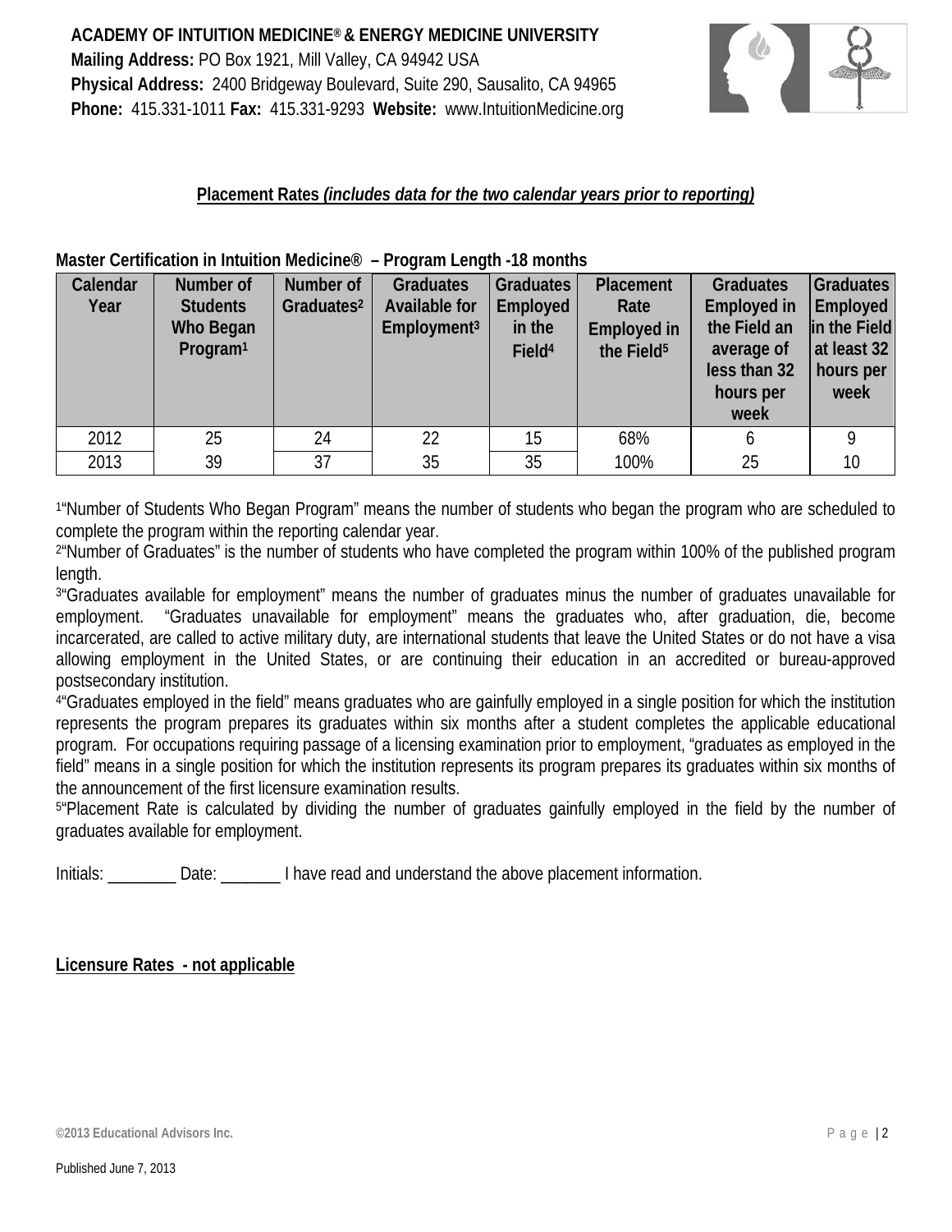**ACADEMY OF INTUITION MEDICINE® & ENERGY MEDICINE UNIVERSITY**
**Mailing Address:** PO Box 1921, Mill Valley, CA 94942 USA
**Physical Address:** 2400 Bridgeway Boulevard, Suite 290, Sausalito, CA 94965
**Phone:** 415.331-1011 **Fax:** 415.331-9293 **Website:** www.IntuitionMedicine.org

## Placement Rates *(includes data for the two calendar years prior to reporting)*

**Master Certification in Intuition Medicine® – Program Length -18 months**

| Calendar Year | Number of Students Who Began Program[1] | Number of Graduates[2] | Graduates Available for Employment[3] | Graduates Employed in the Field[4] | Placement Rate Employed in the Field[5] | Graduates Employed in the Field an average of less than 32 hours per week | Graduates Employed in the Field at least 32 hours per week |
|---|---|---|---|---|---|---|---|
| 2012 | 25 | 24 | 22 | 15 | 68% | 6 | 9 |
| 2013 | 39 | 37 | 35 | 35 | 100% | 25 | 10 |

[1]"Number of Students Who Began Program" means the number of students who began the program who are scheduled to complete the program within the reporting calendar year.
[2]"Number of Graduates" is the number of students who have completed the program within 100% of the published program length.
[3]"Graduates available for employment" means the number of graduates minus the number of graduates unavailable for employment. "Graduates unavailable for employment" means the graduates who, after graduation, die, become incarcerated, are called to active military duty, are international students that leave the United States or do not have a visa allowing employment in the United States, or are continuing their education in an accredited or bureau-approved postsecondary institution.
[4]"Graduates employed in the field" means graduates who are gainfully employed in a single position for which the institution represents the program prepares its graduates within six months after a student completes the applicable educational program. For occupations requiring passage of a licensing examination prior to employment, "graduates as employed in the field" means in a single position for which the institution represents its program prepares its graduates within six months of the announcement of the first licensure examination results.
[5]"Placement Rate is calculated by dividing the number of graduates gainfully employed in the field by the number of graduates available for employment.

Initials: ________ Date: _______ I have read and understand the above placement information.

**Licensure Rates - not applicable**

©2013 Educational Advisors Inc.

Published June 7, 2013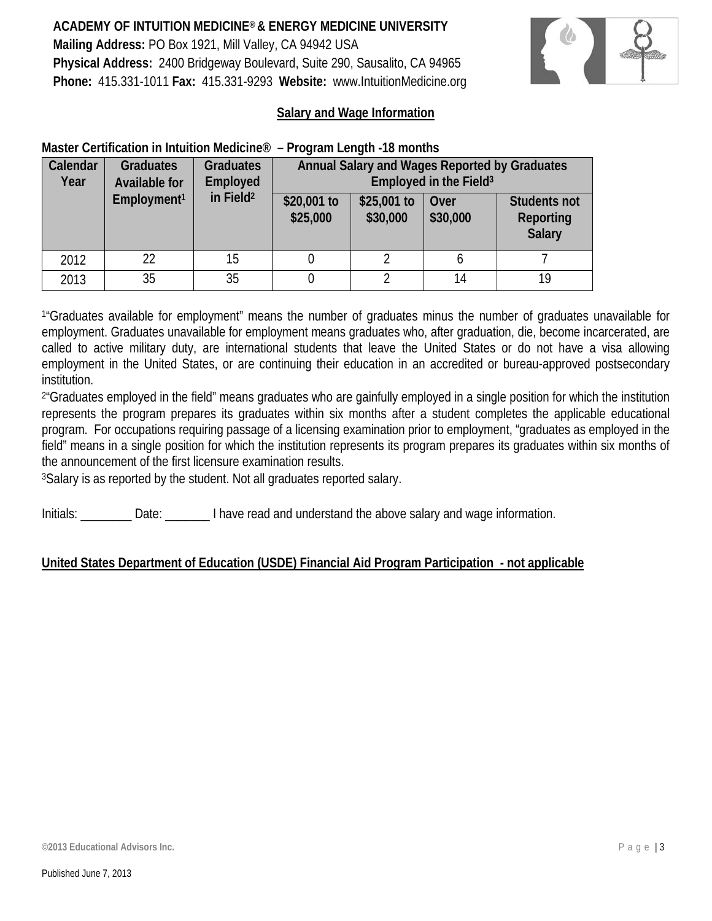**ACADEMY OF INTUITION MEDICINE® & ENERGY MEDICINE UNIVERSITY**
**Mailing Address:** PO Box 1921, Mill Valley, CA 94942 USA
**Physical Address:** 2400 Bridgeway Boulevard, Suite 290, Sausalito, CA 94965
**Phone:** 415.331-1011 **Fax:** 415.331-9293 **Website:** www.IntuitionMedicine.org

## Salary and Wage Information

**Master Certification in Intuition Medicine® – Program Length -18 months**

| Calendar Year | Graduates Available for Employment[1] | Graduates Employed in Field[2] | Annual Salary and Wages Reported by Graduates Employed in the Field[3] | | | |
|---|---|---|---|---|---|---|
| | | | $20,001 to $25,000 | $25,001 to $30,000 | Over $30,000 | Students not Reporting Salary |
| 2012 | 22 | 15 | 0 | 2 | 6 | 7 |
| 2013 | 35 | 35 | 0 | 2 | 14 | 19 |

[1]"Graduates available for employment" means the number of graduates minus the number of graduates unavailable for employment. Graduates unavailable for employment means graduates who, after graduation, die, become incarcerated, are called to active military duty, are international students that leave the United States or do not have a visa allowing employment in the United States, or are continuing their education in an accredited or bureau-approved postsecondary institution.

[2]"Graduates employed in the field" means graduates who are gainfully employed in a single position for which the institution represents the program prepares its graduates within six months after a student completes the applicable educational program. For occupations requiring passage of a licensing examination prior to employment, "graduates as employed in the field" means in a single position for which the institution represents its program prepares its graduates within six months of the announcement of the first licensure examination results.

[3]Salary is as reported by the student. Not all graduates reported salary.

Initials: ________ Date: _______ I have read and understand the above salary and wage information.

**United States Department of Education (USDE) Financial Aid Program Participation - not applicable**

©2013 Educational Advisors Inc.

Published June 7, 2013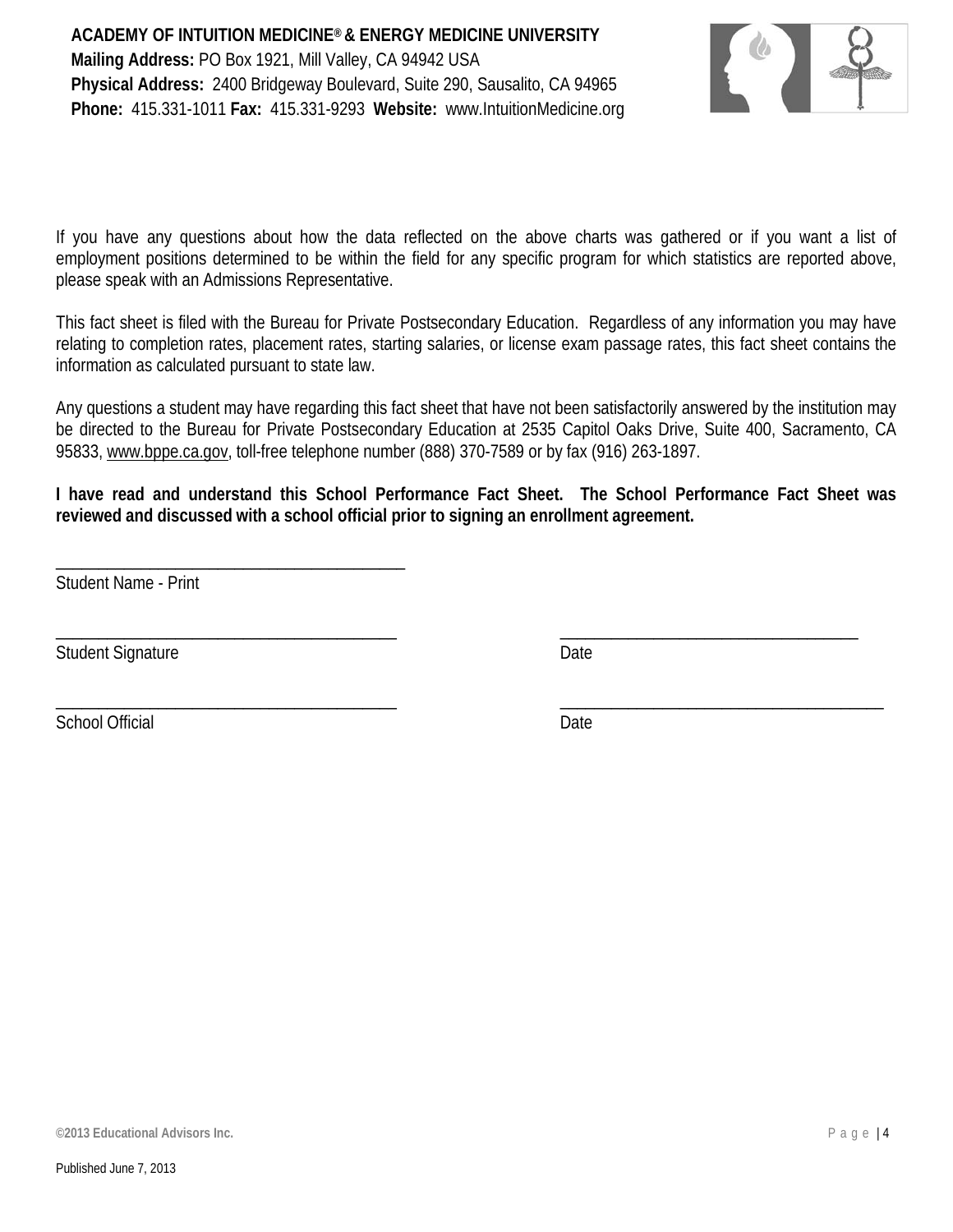If you have any questions about how the data reflected on the above charts was gathered or if you want a list of employment positions determined to be within the field for any specific program for which statistics are reported above, please speak with an Admissions Representative.

This fact sheet is filed with the Bureau for Private Postsecondary Education. Regardless of any information you may have relating to completion rates, placement rates, starting salaries, or license exam passage rates, this fact sheet contains the information as calculated pursuant to state law.

Any questions a student may have regarding this fact sheet that have not been satisfactorily answered by the institution may be directed to the Bureau for Private Postsecondary Education at 2535 Capitol Oaks Drive, Suite 400, Sacramento, CA 95833, www.bppe.ca.gov, toll-free telephone number (888) 370-7589 or by fax (916) 263-1897.

**I have read and understand this School Performance Fact Sheet. The School Performance Fact Sheet was reviewed and discussed with a school official prior to signing an enrollment agreement.**

\_\_\_\_\_\_\_\_\_\_\_\_\_\_\_\_\_\_\_\_\_\_\_\_\_\_\_\_\_\_\_\_\_\_\_\_\_\_\_\_
Student Name - Print

\_\_\_\_\_\_\_\_\_\_\_\_\_\_\_\_\_\_\_\_\_\_\_\_\_\_\_\_\_\_\_\_\_\_\_\_\_\_\_\_ \_\_\_\_\_\_\_\_\_\_\_\_\_\_\_\_\_\_\_\_\_\_\_\_\_\_\_\_\_\_\_\_\_\_\_
Student Signature Date

\_\_\_\_\_\_\_\_\_\_\_\_\_\_\_\_\_\_\_\_\_\_\_\_\_\_\_\_\_\_\_\_\_\_\_\_\_\_\_\_ \_\_\_\_\_\_\_\_\_\_\_\_\_\_\_\_\_\_\_\_\_\_\_\_\_\_\_\_\_\_\_\_\_\_\_\_\_\_
School Official Date

©2013 Educational Advisors Inc.

Published June 7, 2013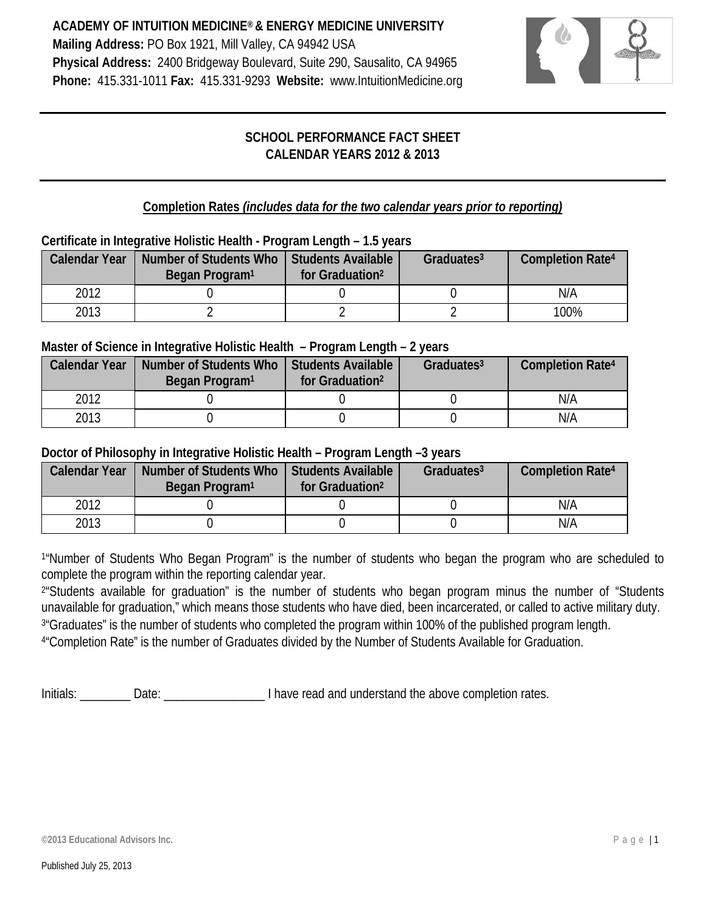**ACADEMY OF INTUITION MEDICINE® & ENERGY MEDICINE UNIVERSITY**
**Mailing Address:** PO Box 1921, Mill Valley, CA 94942 USA
**Physical Address:** 2400 Bridgeway Boulevard, Suite 290, Sausalito, CA 94965
**Phone:** 415.331-1011 **Fax:** 415.331-9293 **Website:** www.IntuitionMedicine.org

## SCHOOL PERFORMANCE FACT SHEET
## CALENDAR YEARS 2012 & 2013

**Completion Rates *(includes data for the two calendar years prior to reporting)***

**Certificate in Integrative Holistic Health - Program Length – 1.5 years**

| Calendar Year | Number of Students Who Began Program[1] | Students Available for Graduation[2] | Graduates[3] | Completion Rate[4] |
|---|---|---|---|---|
| 2012 | 0 | 0 | 0 | N/A |
| 2013 | 2 | 2 | 2 | 100% |

**Master of Science in Integrative Holistic Health – Program Length – 2 years**

| Calendar Year | Number of Students Who Began Program[1] | Students Available for Graduation[2] | Graduates[3] | Completion Rate[4] |
|---|---|---|---|---|
| 2012 | 0 | 0 | 0 | N/A |
| 2013 | 0 | 0 | 0 | N/A |

**Doctor of Philosophy in Integrative Holistic Health – Program Length –3 years**

| Calendar Year | Number of Students Who Began Program[1] | Students Available for Graduation[2] | Graduates[3] | Completion Rate[4] |
|---|---|---|---|---|
| 2012 | 0 | 0 | 0 | N/A |
| 2013 | 0 | 0 | 0 | N/A |

[1]"Number of Students Who Began Program" is the number of students who began the program who are scheduled to complete the program within the reporting calendar year.
[2]"Students available for graduation" is the number of students who began program minus the number of "Students unavailable for graduation," which means those students who have died, been incarcerated, or called to active military duty.
[3]"Graduates" is the number of students who completed the program within 100% of the published program length.
[4]"Completion Rate" is the number of Graduates divided by the Number of Students Available for Graduation.

Initials: ________ Date: ________________ I have read and understand the above completion rates.

©2013 Educational Advisors Inc.

Published July 25, 2013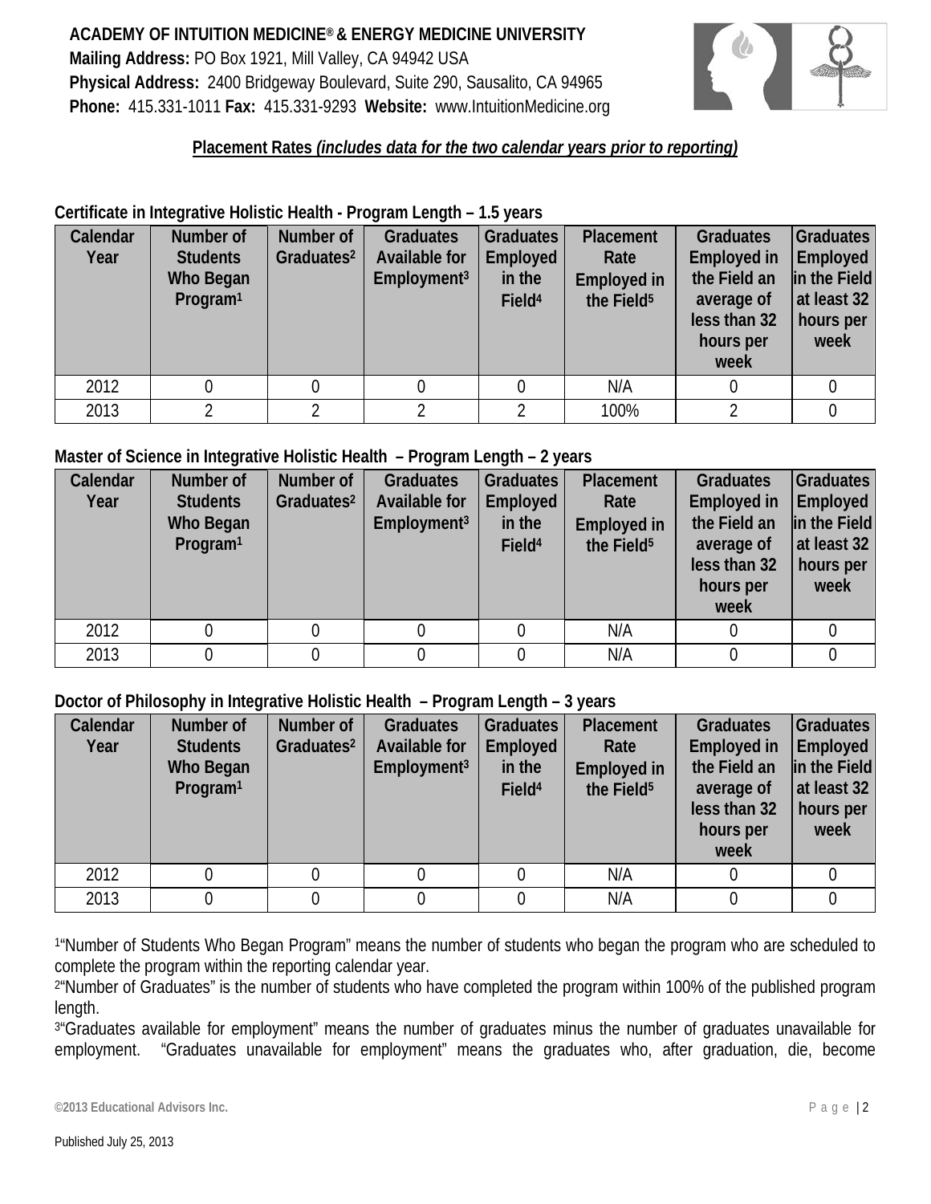**ACADEMY OF INTUITION MEDICINE® & ENERGY MEDICINE UNIVERSITY**
**Mailing Address:** PO Box 1921, Mill Valley, CA 94942 USA
**Physical Address:** 2400 Bridgeway Boulevard, Suite 290, Sausalito, CA 94965
**Phone:** 415.331-1011 **Fax:** 415.331-9293 **Website:** www.IntuitionMedicine.org

## Placement Rates *(includes data for the two calendar years prior to reporting)*

**Certificate in Integrative Holistic Health - Program Length – 1.5 years**

| Calendar Year | Number of Students Who Began Program[1] | Number of Graduates[2] | Graduates Available for Employment[3] | Graduates Employed in the Field[4] | Placement Rate Employed in the Field[5] | Graduates Employed in the Field an average of less than 32 hours per week | Graduates Employed in the Field at least 32 hours per week |
|---|---|---|---|---|---|---|---|
| 2012 | 0 | 0 | 0 | 0 | N/A | 0 | 0 |
| 2013 | 2 | 2 | 2 | 2 | 100% | 2 | 0 |

**Master of Science in Integrative Holistic Health – Program Length – 2 years**

| Calendar Year | Number of Students Who Began Program[1] | Number of Graduates[2] | Graduates Available for Employment[3] | Graduates Employed in the Field[4] | Placement Rate Employed in the Field[5] | Graduates Employed in the Field an average of less than 32 hours per week | Graduates Employed in the Field at least 32 hours per week |
|---|---|---|---|---|---|---|---|
| 2012 | 0 | 0 | 0 | 0 | N/A | 0 | 0 |
| 2013 | 0 | 0 | 0 | 0 | N/A | 0 | 0 |

**Doctor of Philosophy in Integrative Holistic Health – Program Length – 3 years**

| Calendar Year | Number of Students Who Began Program[1] | Number of Graduates[2] | Graduates Available for Employment[3] | Graduates Employed in the Field[4] | Placement Rate Employed in the Field[5] | Graduates Employed in the Field an average of less than 32 hours per week | Graduates Employed in the Field at least 32 hours per week |
|---|---|---|---|---|---|---|---|
| 2012 | 0 | 0 | 0 | 0 | N/A | 0 | 0 |
| 2013 | 0 | 0 | 0 | 0 | N/A | 0 | 0 |

[1]"Number of Students Who Began Program" means the number of students who began the program who are scheduled to complete the program within the reporting calendar year.
[2]"Number of Graduates" is the number of students who have completed the program within 100% of the published program length.
[3]"Graduates available for employment" means the number of graduates minus the number of graduates unavailable for employment. "Graduates unavailable for employment" means the graduates who, after graduation, die, become

©2013 Educational Advisors Inc.

Published July 25, 2013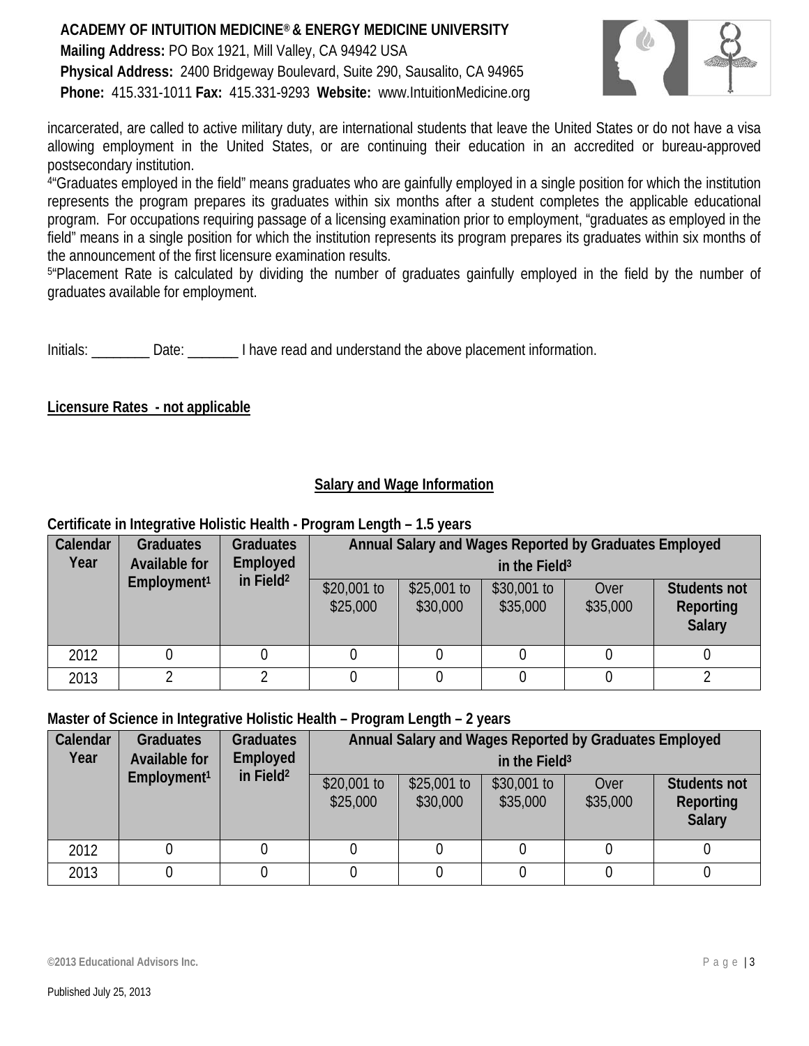incarcerated, are called to active military duty, are international students that leave the United States or do not have a visa allowing employment in the United States, or are continuing their education in an accredited or bureau-approved postsecondary institution.

[4]"Graduates employed in the field" means graduates who are gainfully employed in a single position for which the institution represents the program prepares its graduates within six months after a student completes the applicable educational program. For occupations requiring passage of a licensing examination prior to employment, "graduates as employed in the field" means in a single position for which the institution represents its program prepares its graduates within six months of the announcement of the first licensure examination results.

[5]"Placement Rate is calculated by dividing the number of graduates gainfully employed in the field by the number of graduates available for employment.

Initials: ________ Date: _______ I have read and understand the above placement information.

**Licensure Rates - not applicable**

## Salary and Wage Information

**Certificate in Integrative Holistic Health - Program Length – 1.5 years**

| Calendar Year | Graduates Available for Employment[1] | Graduates Employed in Field[2] | Annual Salary and Wages Reported by Graduates Employed in the Field[3] | | | | |
|---|---|---|---|---|---|---|---|
| | | | $20,001 to $25,000 | $25,001 to $30,000 | $30,001 to $35,000 | Over $35,000 | Students not Reporting Salary |
| 2012 | 0 | 0 | 0 | 0 | 0 | 0 | 0 |
| 2013 | 2 | 2 | 0 | 0 | 0 | 0 | 2 |

**Master of Science in Integrative Holistic Health – Program Length – 2 years**

| Calendar Year | Graduates Available for Employment[1] | Graduates Employed in Field[2] | Annual Salary and Wages Reported by Graduates Employed in the Field[3] | | | | |
|---|---|---|---|---|---|---|---|
| | | | $20,001 to $25,000 | $25,001 to $30,000 | $30,001 to $35,000 | Over $35,000 | Students not Reporting Salary |
| 2012 | 0 | 0 | 0 | 0 | 0 | 0 | 0 |
| 2013 | 0 | 0 | 0 | 0 | 0 | 0 | 0 |

©2013 Educational Advisors Inc.

Published July 25, 2013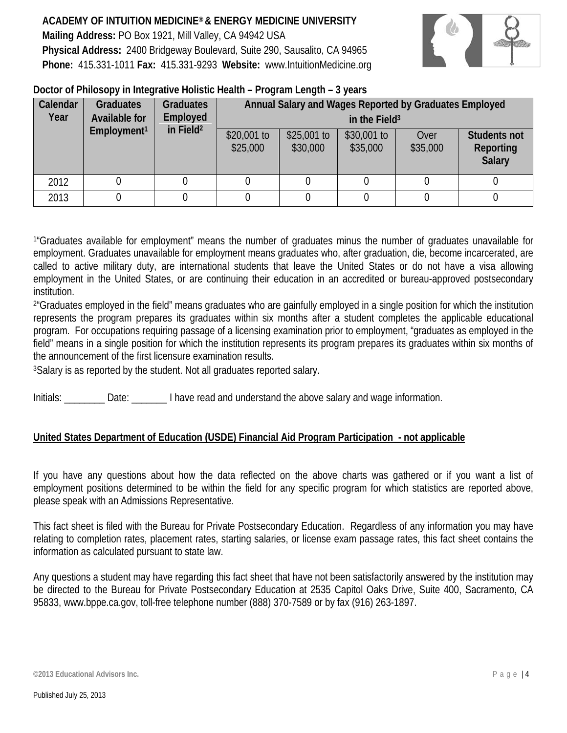**ACADEMY OF INTUITION MEDICINE® & ENERGY MEDICINE UNIVERSITY**
**Mailing Address:** PO Box 1921, Mill Valley, CA 94942 USA
**Physical Address:** 2400 Bridgeway Boulevard, Suite 290, Sausalito, CA 94965
**Phone:** 415.331-1011 **Fax:** 415.331-9293 **Website:** www.IntuitionMedicine.org

**Doctor of Philosophy in Integrative Holistic Health – Program Length – 3 years**

| Calendar Year | Graduates Available for Employment[1] | Graduates Employed in Field[2] | Annual Salary and Wages Reported by Graduates Employed in the Field[3] | | | | |
|---|---|---|---|---|---|---|---|
| | | | $20,001 to $25,000 | $25,001 to $30,000 | $30,001 to $35,000 | Over $35,000 | Students not Reporting Salary |
| 2012 | 0 | 0 | 0 | 0 | 0 | 0 | 0 |
| 2013 | 0 | 0 | 0 | 0 | 0 | 0 | 0 |

[1]"Graduates available for employment" means the number of graduates minus the number of graduates unavailable for employment. Graduates unavailable for employment means graduates who, after graduation, die, become incarcerated, are called to active military duty, are international students that leave the United States or do not have a visa allowing employment in the United States, or are continuing their education in an accredited or bureau-approved postsecondary institution.

[2]"Graduates employed in the field" means graduates who are gainfully employed in a single position for which the institution represents the program prepares its graduates within six months after a student completes the applicable educational program. For occupations requiring passage of a licensing examination prior to employment, "graduates as employed in the field" means in a single position for which the institution represents its program prepares its graduates within six months of the announcement of the first licensure examination results.

[3]Salary is as reported by the student. Not all graduates reported salary.

Initials: ________ Date: _______ I have read and understand the above salary and wage information.

**United States Department of Education (USDE) Financial Aid Program Participation - not applicable**

If you have any questions about how the data reflected on the above charts was gathered or if you want a list of employment positions determined to be within the field for any specific program for which statistics are reported above, please speak with an Admissions Representative.

This fact sheet is filed with the Bureau for Private Postsecondary Education. Regardless of any information you may have relating to completion rates, placement rates, starting salaries, or license exam passage rates, this fact sheet contains the information as calculated pursuant to state law.

Any questions a student may have regarding this fact sheet that have not been satisfactorily answered by the institution may be directed to the Bureau for Private Postsecondary Education at 2535 Capitol Oaks Drive, Suite 400, Sacramento, CA 95833, www.bppe.ca.gov, toll-free telephone number (888) 370-7589 or by fax (916) 263-1897.

©2013 Educational Advisors Inc.

Published July 25, 2013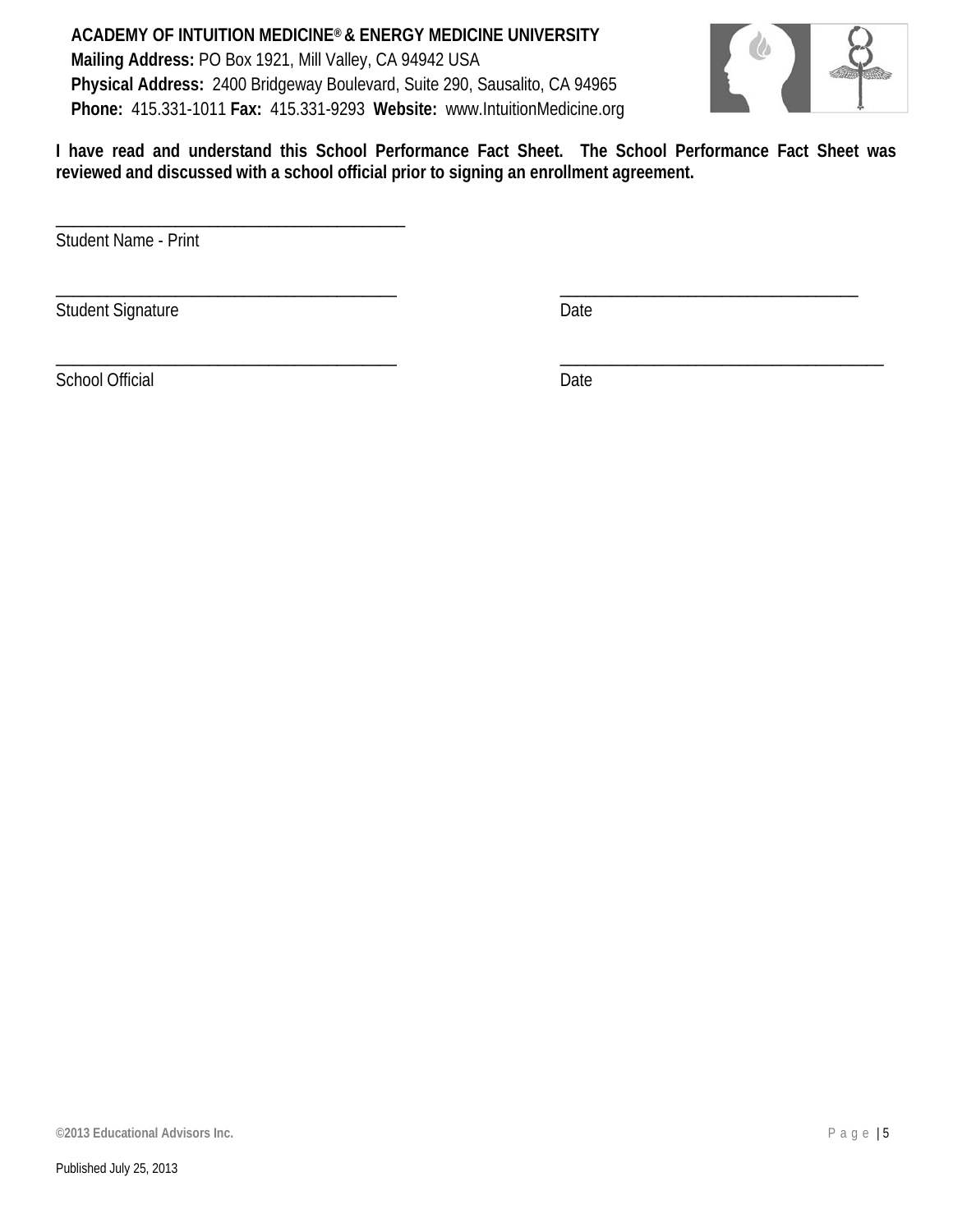**ACADEMY OF INTUITION MEDICINE® & ENERGY MEDICINE UNIVERSITY**
**Mailing Address:** PO Box 1921, Mill Valley, CA 94942 USA
**Physical Address:** 2400 Bridgeway Boulevard, Suite 290, Sausalito, CA 94965
**Phone:** 415.331-1011 **Fax:** 415.331-9293 **Website:** www.IntuitionMedicine.org

**I have read and understand this School Performance Fact Sheet. The School Performance Fact Sheet was reviewed and discussed with a school official prior to signing an enrollment agreement.**

___________________________________________
Student Name - Print

___________________________________________ ___________________________________
Student Signature Date

___________________________________________ ___________________________________
School Official Date

**©2013 Educational Advisors Inc.**

Published July 25, 2013